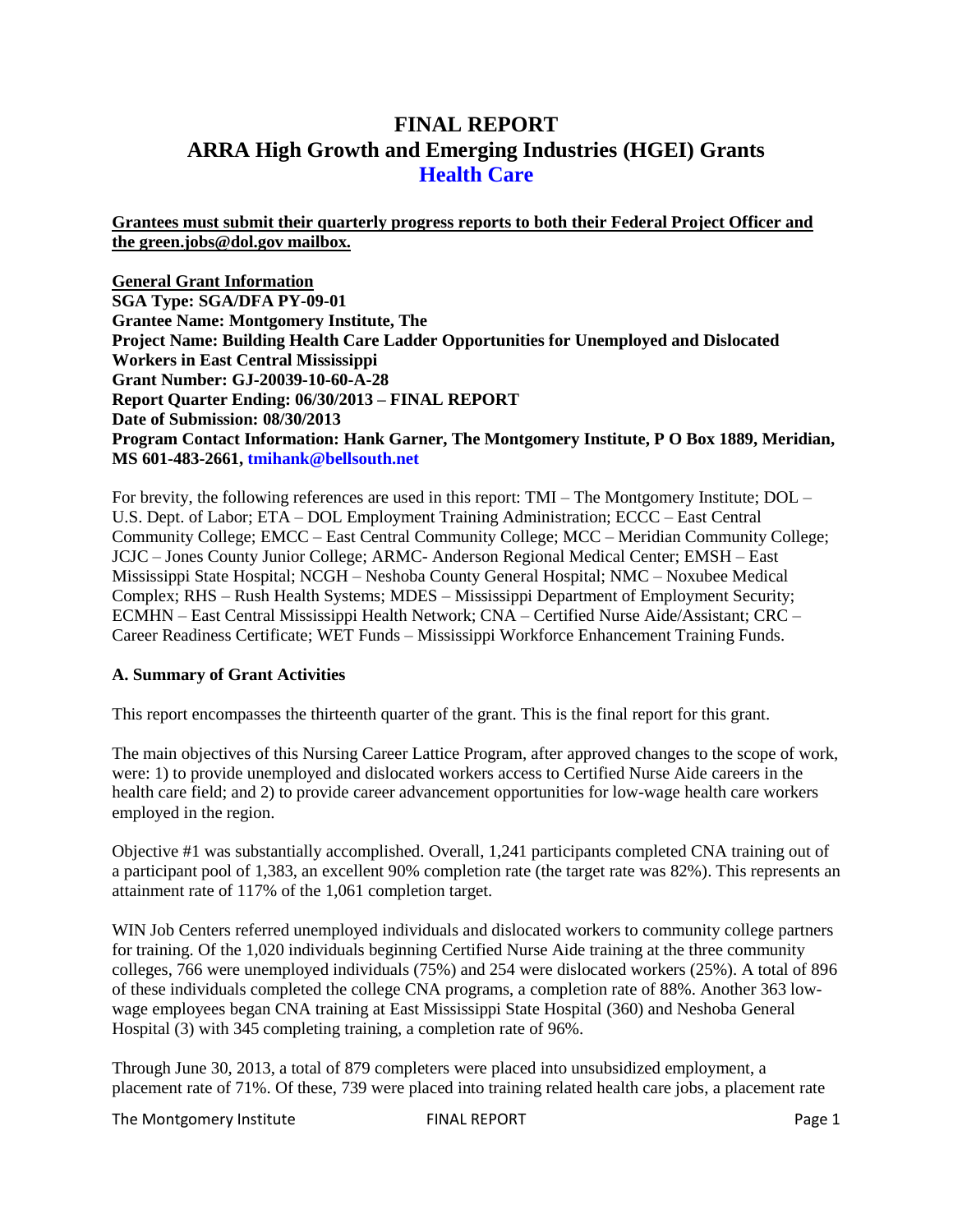# FINAL REPORT
# ARRA High Growth and Emerging Industries (HGEI) Grants
## Health Care

**Grantees must submit their quarterly progress reports to both their Federal Project Officer and the green.jobs@dol.gov mailbox.**

**General Grant Information**
**SGA Type: SGA/DFA PY-09-01**
**Grantee Name: Montgomery Institute, The**
**Project Name: Building Health Care Ladder Opportunities for Unemployed and Dislocated Workers in East Central Mississippi**
**Grant Number: GJ-20039-10-60-A-28**
**Report Quarter Ending: 06/30/2013 – FINAL REPORT**
**Date of Submission: 08/30/2013**
**Program Contact Information: Hank Garner, The Montgomery Institute, P O Box 1889, Meridian, MS 601-483-2661, tmihank@bellsouth.net**

For brevity, the following references are used in this report: TMI – The Montgomery Institute; DOL – U.S. Dept. of Labor; ETA – DOL Employment Training Administration; ECCC – East Central Community College; EMCC – East Central Community College; MCC – Meridian Community College; JCJC – Jones County Junior College; ARMC- Anderson Regional Medical Center; EMSH – East Mississippi State Hospital; NCGH – Neshoba County General Hospital; NMC – Noxubee Medical Complex; RHS – Rush Health Systems; MDES – Mississippi Department of Employment Security; ECMHN – East Central Mississippi Health Network; CNA – Certified Nurse Aide/Assistant; CRC – Career Readiness Certificate; WET Funds – Mississippi Workforce Enhancement Training Funds.

### A. Summary of Grant Activities

This report encompasses the thirteenth quarter of the grant. This is the final report for this grant.

The main objectives of this Nursing Career Lattice Program, after approved changes to the scope of work, were: 1) to provide unemployed and dislocated workers access to Certified Nurse Aide careers in the health care field; and 2) to provide career advancement opportunities for low-wage health care workers employed in the region.

Objective #1 was substantially accomplished. Overall, 1,241 participants completed CNA training out of a participant pool of 1,383, an excellent 90% completion rate (the target rate was 82%). This represents an attainment rate of 117% of the 1,061 completion target.

WIN Job Centers referred unemployed individuals and dislocated workers to community college partners for training. Of the 1,020 individuals beginning Certified Nurse Aide training at the three community colleges, 766 were unemployed individuals (75%) and 254 were dislocated workers (25%). A total of 896 of these individuals completed the college CNA programs, a completion rate of 88%. Another 363 low-wage employees began CNA training at East Mississippi State Hospital (360) and Neshoba General Hospital (3) with 345 completing training, a completion rate of 96%.

Through June 30, 2013, a total of 879 completers were placed into unsubsidized employment, a placement rate of 71%. Of these, 739 were placed into training related health care jobs, a placement rate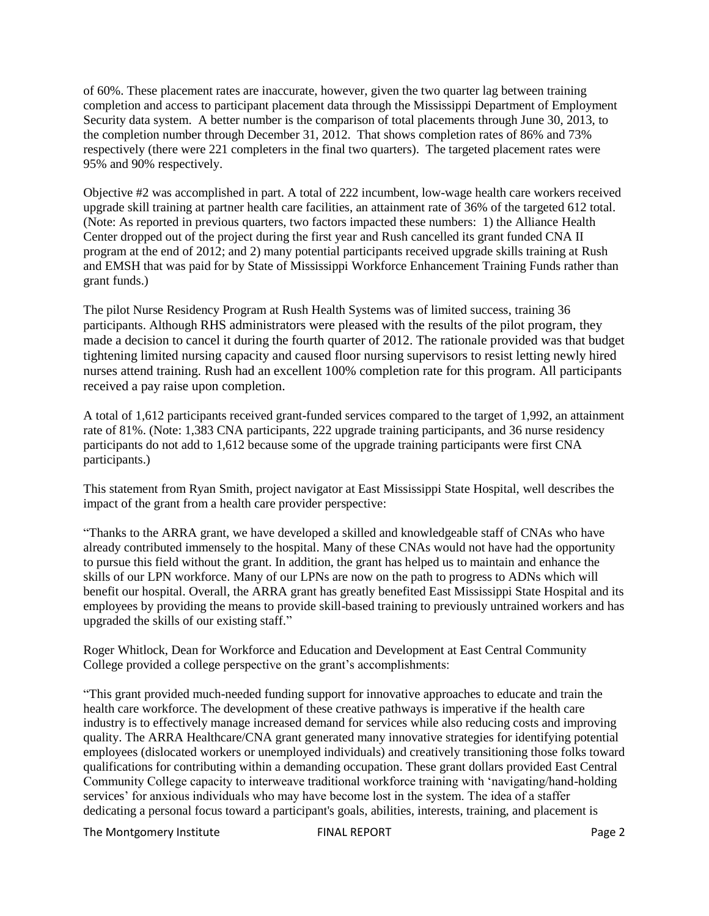of 60%. These placement rates are inaccurate, however, given the two quarter lag between training completion and access to participant placement data through the Mississippi Department of Employment Security data system. A better number is the comparison of total placements through June 30, 2013, to the completion number through December 31, 2012. That shows completion rates of 86% and 73% respectively (there were 221 completers in the final two quarters). The targeted placement rates were 95% and 90% respectively.

Objective #2 was accomplished in part. A total of 222 incumbent, low-wage health care workers received upgrade skill training at partner health care facilities, an attainment rate of 36% of the targeted 612 total. (Note: As reported in previous quarters, two factors impacted these numbers: 1) the Alliance Health Center dropped out of the project during the first year and Rush cancelled its grant funded CNA II program at the end of 2012; and 2) many potential participants received upgrade skills training at Rush and EMSH that was paid for by State of Mississippi Workforce Enhancement Training Funds rather than grant funds.)

The pilot Nurse Residency Program at Rush Health Systems was of limited success, training 36 participants. Although RHS administrators were pleased with the results of the pilot program, they made a decision to cancel it during the fourth quarter of 2012. The rationale provided was that budget tightening limited nursing capacity and caused floor nursing supervisors to resist letting newly hired nurses attend training. Rush had an excellent 100% completion rate for this program. All participants received a pay raise upon completion.

A total of 1,612 participants received grant-funded services compared to the target of 1,992, an attainment rate of 81%. (Note: 1,383 CNA participants, 222 upgrade training participants, and 36 nurse residency participants do not add to 1,612 because some of the upgrade training participants were first CNA participants.)

This statement from Ryan Smith, project navigator at East Mississippi State Hospital, well describes the impact of the grant from a health care provider perspective:

"Thanks to the ARRA grant, we have developed a skilled and knowledgeable staff of CNAs who have already contributed immensely to the hospital. Many of these CNAs would not have had the opportunity to pursue this field without the grant. In addition, the grant has helped us to maintain and enhance the skills of our LPN workforce. Many of our LPNs are now on the path to progress to ADNs which will benefit our hospital. Overall, the ARRA grant has greatly benefited East Mississippi State Hospital and its employees by providing the means to provide skill-based training to previously untrained workers and has upgraded the skills of our existing staff."

Roger Whitlock, Dean for Workforce and Education and Development at East Central Community College provided a college perspective on the grant's accomplishments:

"This grant provided much-needed funding support for innovative approaches to educate and train the health care workforce. The development of these creative pathways is imperative if the health care industry is to effectively manage increased demand for services while also reducing costs and improving quality. The ARRA Healthcare/CNA grant generated many innovative strategies for identifying potential employees (dislocated workers or unemployed individuals) and creatively transitioning those folks toward qualifications for contributing within a demanding occupation. These grant dollars provided East Central Community College capacity to interweave traditional workforce training with 'navigating/hand-holding services' for anxious individuals who may have become lost in the system. The idea of a staffer dedicating a personal focus toward a participant's goals, abilities, interests, training, and placement is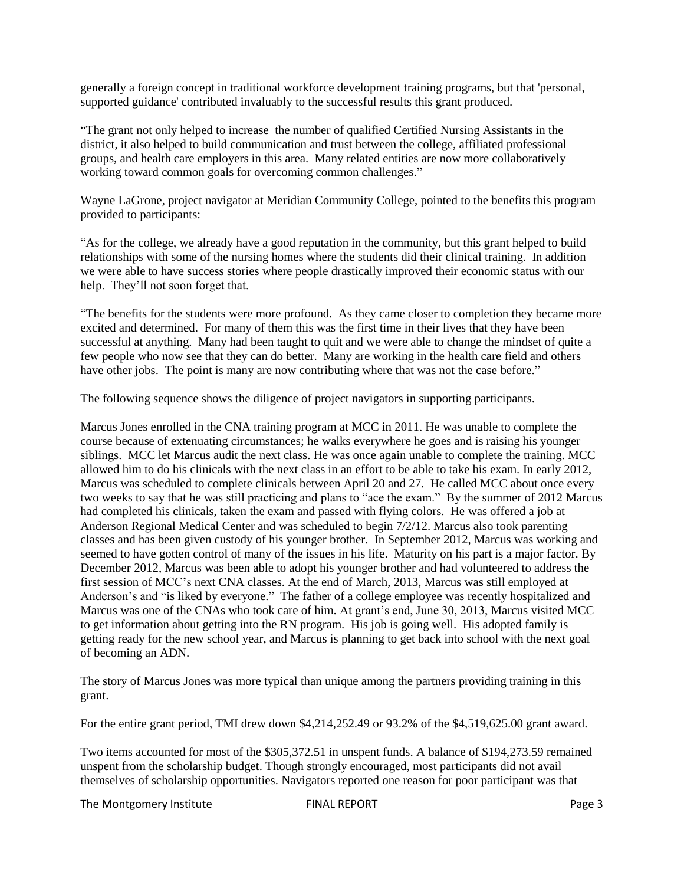generally a foreign concept in traditional workforce development training programs, but that 'personal, supported guidance' contributed invaluably to the successful results this grant produced.

"The grant not only helped to increase the number of qualified Certified Nursing Assistants in the district, it also helped to build communication and trust between the college, affiliated professional groups, and health care employers in this area. Many related entities are now more collaboratively working toward common goals for overcoming common challenges."

Wayne LaGrone, project navigator at Meridian Community College, pointed to the benefits this program provided to participants:

"As for the college, we already have a good reputation in the community, but this grant helped to build relationships with some of the nursing homes where the students did their clinical training. In addition we were able to have success stories where people drastically improved their economic status with our help. They'll not soon forget that.

"The benefits for the students were more profound. As they came closer to completion they became more excited and determined. For many of them this was the first time in their lives that they have been successful at anything. Many had been taught to quit and we were able to change the mindset of quite a few people who now see that they can do better. Many are working in the health care field and others have other jobs. The point is many are now contributing where that was not the case before."

The following sequence shows the diligence of project navigators in supporting participants.

Marcus Jones enrolled in the CNA training program at MCC in 2011. He was unable to complete the course because of extenuating circumstances; he walks everywhere he goes and is raising his younger siblings. MCC let Marcus audit the next class. He was once again unable to complete the training. MCC allowed him to do his clinicals with the next class in an effort to be able to take his exam. In early 2012, Marcus was scheduled to complete clinicals between April 20 and 27. He called MCC about once every two weeks to say that he was still practicing and plans to "ace the exam." By the summer of 2012 Marcus had completed his clinicals, taken the exam and passed with flying colors. He was offered a job at Anderson Regional Medical Center and was scheduled to begin 7/2/12. Marcus also took parenting classes and has been given custody of his younger brother. In September 2012, Marcus was working and seemed to have gotten control of many of the issues in his life. Maturity on his part is a major factor. By December 2012, Marcus was been able to adopt his younger brother and had volunteered to address the first session of MCC's next CNA classes. At the end of March, 2013, Marcus was still employed at Anderson's and "is liked by everyone." The father of a college employee was recently hospitalized and Marcus was one of the CNAs who took care of him. At grant's end, June 30, 2013, Marcus visited MCC to get information about getting into the RN program. His job is going well. His adopted family is getting ready for the new school year, and Marcus is planning to get back into school with the next goal of becoming an ADN.

The story of Marcus Jones was more typical than unique among the partners providing training in this grant.

For the entire grant period, TMI drew down $4,214,252.49 or 93.2% of the $4,519,625.00 grant award.

Two items accounted for most of the $305,372.51 in unspent funds. A balance of $194,273.59 remained unspent from the scholarship budget. Though strongly encouraged, most participants did not avail themselves of scholarship opportunities. Navigators reported one reason for poor participant was that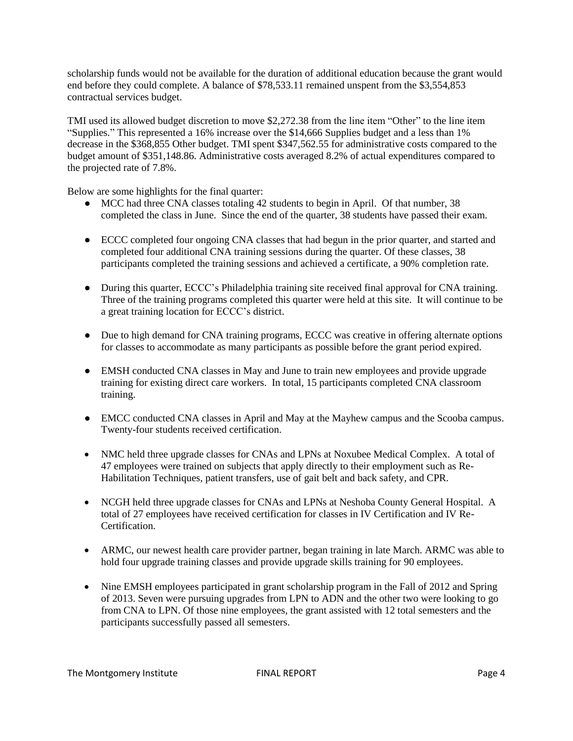scholarship funds would not be available for the duration of additional education because the grant would end before they could complete. A balance of $78,533.11 remained unspent from the $3,554,853 contractual services budget.

TMI used its allowed budget discretion to move $2,272.38 from the line item "Other" to the line item "Supplies." This represented a 16% increase over the $14,666 Supplies budget and a less than 1% decrease in the $368,855 Other budget. TMI spent $347,562.55 for administrative costs compared to the budget amount of $351,148.86. Administrative costs averaged 8.2% of actual expenditures compared to the projected rate of 7.8%.

Below are some highlights for the final quarter:

- MCC had three CNA classes totaling 42 students to begin in April. Of that number, 38 completed the class in June. Since the end of the quarter, 38 students have passed their exam.
- ECCC completed four ongoing CNA classes that had begun in the prior quarter, and started and completed four additional CNA training sessions during the quarter. Of these classes, 38 participants completed the training sessions and achieved a certificate, a 90% completion rate.
- During this quarter, ECCC's Philadelphia training site received final approval for CNA training. Three of the training programs completed this quarter were held at this site. It will continue to be a great training location for ECCC's district.
- Due to high demand for CNA training programs, ECCC was creative in offering alternate options for classes to accommodate as many participants as possible before the grant period expired.
- EMSH conducted CNA classes in May and June to train new employees and provide upgrade training for existing direct care workers. In total, 15 participants completed CNA classroom training.
- EMCC conducted CNA classes in April and May at the Mayhew campus and the Scooba campus. Twenty-four students received certification.
- NMC held three upgrade classes for CNAs and LPNs at Noxubee Medical Complex. A total of 47 employees were trained on subjects that apply directly to their employment such as Re-Habilitation Techniques, patient transfers, use of gait belt and back safety, and CPR.
- NCGH held three upgrade classes for CNAs and LPNs at Neshoba County General Hospital. A total of 27 employees have received certification for classes in IV Certification and IV Re-Certification.
- ARMC, our newest health care provider partner, began training in late March. ARMC was able to hold four upgrade training classes and provide upgrade skills training for 90 employees.
- Nine EMSH employees participated in grant scholarship program in the Fall of 2012 and Spring of 2013. Seven were pursuing upgrades from LPN to ADN and the other two were looking to go from CNA to LPN. Of those nine employees, the grant assisted with 12 total semesters and the participants successfully passed all semesters.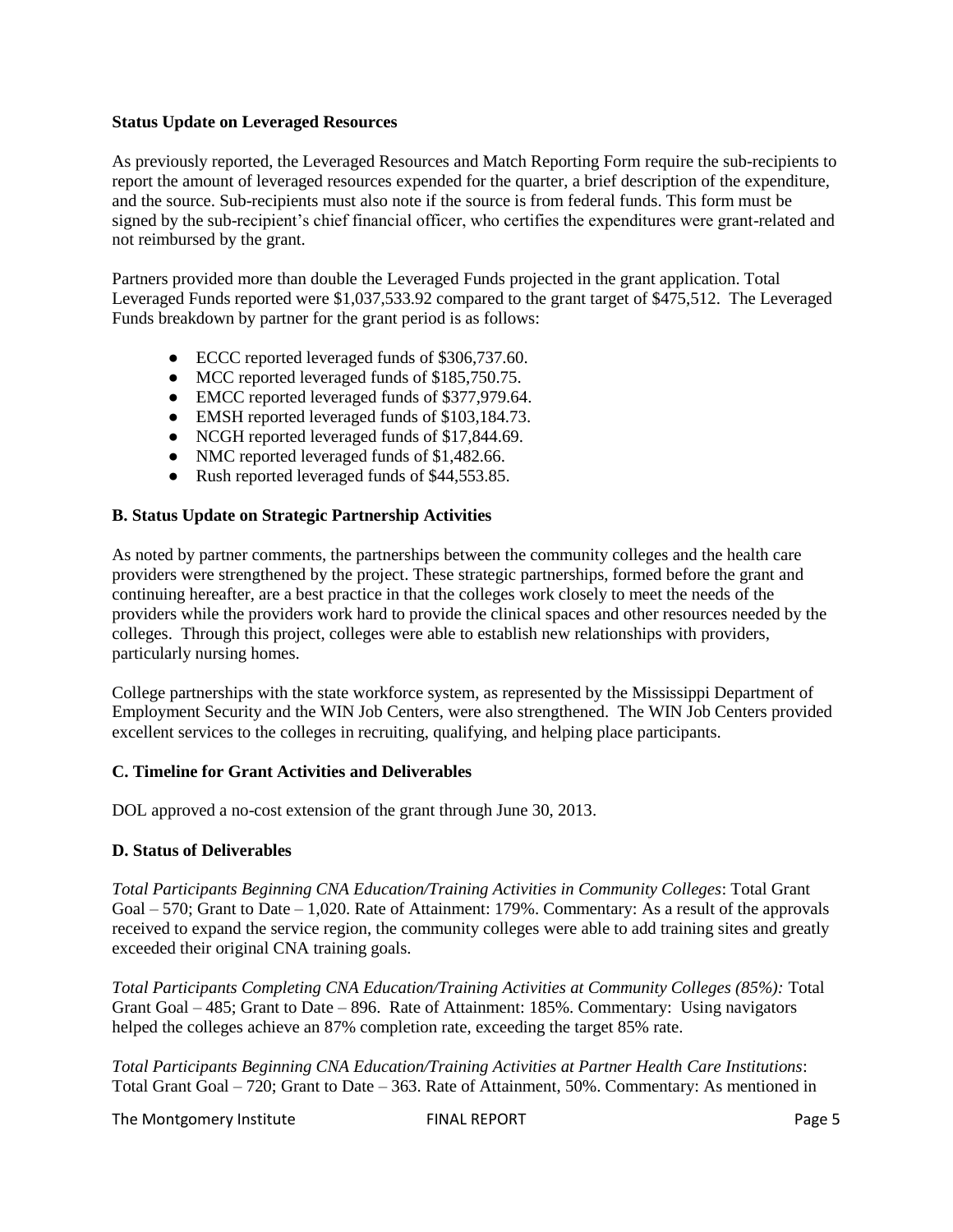**Status Update on Leveraged Resources**

As previously reported, the Leveraged Resources and Match Reporting Form require the sub-recipients to report the amount of leveraged resources expended for the quarter, a brief description of the expenditure, and the source. Sub-recipients must also note if the source is from federal funds. This form must be signed by the sub-recipient's chief financial officer, who certifies the expenditures were grant-related and not reimbursed by the grant.

Partners provided more than double the Leveraged Funds projected in the grant application. Total Leveraged Funds reported were $1,037,533.92 compared to the grant target of $475,512. The Leveraged Funds breakdown by partner for the grant period is as follows:

- ECCC reported leveraged funds of $306,737.60.
- MCC reported leveraged funds of $185,750.75.
- EMCC reported leveraged funds of $377,979.64.
- EMSH reported leveraged funds of $103,184.73.
- NCGH reported leveraged funds of $17,844.69.
- NMC reported leveraged funds of $1,482.66.
- Rush reported leveraged funds of $44,553.85.

**B. Status Update on Strategic Partnership Activities**

As noted by partner comments, the partnerships between the community colleges and the health care providers were strengthened by the project. These strategic partnerships, formed before the grant and continuing hereafter, are a best practice in that the colleges work closely to meet the needs of the providers while the providers work hard to provide the clinical spaces and other resources needed by the colleges. Through this project, colleges were able to establish new relationships with providers, particularly nursing homes.

College partnerships with the state workforce system, as represented by the Mississippi Department of Employment Security and the WIN Job Centers, were also strengthened. The WIN Job Centers provided excellent services to the colleges in recruiting, qualifying, and helping place participants.

**C. Timeline for Grant Activities and Deliverables**

DOL approved a no-cost extension of the grant through June 30, 2013.

**D. Status of Deliverables**

*Total Participants Beginning CNA Education/Training Activities in Community Colleges*: Total Grant Goal – 570; Grant to Date – 1,020. Rate of Attainment: 179%. Commentary: As a result of the approvals received to expand the service region, the community colleges were able to add training sites and greatly exceeded their original CNA training goals.

*Total Participants Completing CNA Education/Training Activities at Community Colleges (85%):* Total Grant Goal – 485; Grant to Date – 896. Rate of Attainment: 185%. Commentary: Using navigators helped the colleges achieve an 87% completion rate, exceeding the target 85% rate.

*Total Participants Beginning CNA Education/Training Activities at Partner Health Care Institutions*: Total Grant Goal – 720; Grant to Date – 363. Rate of Attainment, 50%. Commentary: As mentioned in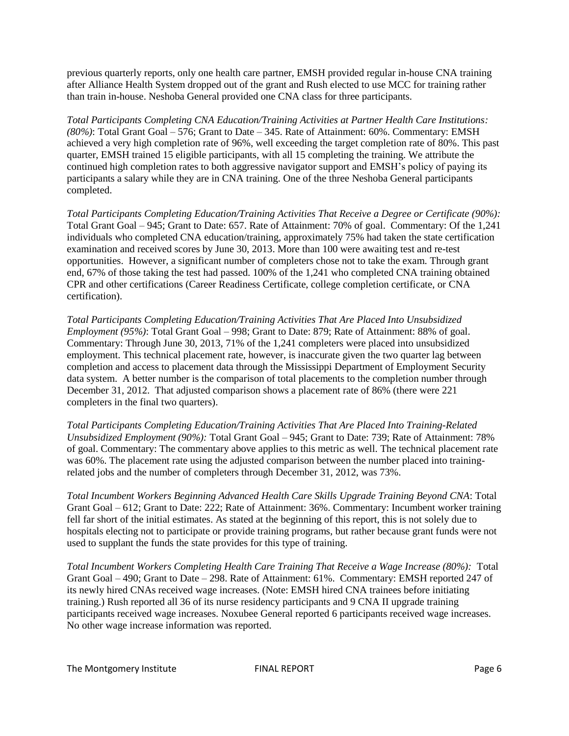previous quarterly reports, only one health care partner, EMSH provided regular in-house CNA training after Alliance Health System dropped out of the grant and Rush elected to use MCC for training rather than train in-house. Neshoba General provided one CNA class for three participants.

*Total Participants Completing CNA Education/Training Activities at Partner Health Care Institutions: (80%)*: Total Grant Goal – 576; Grant to Date – 345. Rate of Attainment: 60%. Commentary: EMSH achieved a very high completion rate of 96%, well exceeding the target completion rate of 80%. This past quarter, EMSH trained 15 eligible participants, with all 15 completing the training. We attribute the continued high completion rates to both aggressive navigator support and EMSH's policy of paying its participants a salary while they are in CNA training. One of the three Neshoba General participants completed.

*Total Participants Completing Education/Training Activities That Receive a Degree or Certificate (90%):* Total Grant Goal – 945; Grant to Date: 657. Rate of Attainment: 70% of goal. Commentary: Of the 1,241 individuals who completed CNA education/training, approximately 75% had taken the state certification examination and received scores by June 30, 2013. More than 100 were awaiting test and re-test opportunities. However, a significant number of completers chose not to take the exam. Through grant end, 67% of those taking the test had passed. 100% of the 1,241 who completed CNA training obtained CPR and other certifications (Career Readiness Certificate, college completion certificate, or CNA certification).

*Total Participants Completing Education/Training Activities That Are Placed Into Unsubsidized Employment (95%)*: Total Grant Goal – 998; Grant to Date: 879; Rate of Attainment: 88% of goal. Commentary: Through June 30, 2013, 71% of the 1,241 completers were placed into unsubsidized employment. This technical placement rate, however, is inaccurate given the two quarter lag between completion and access to placement data through the Mississippi Department of Employment Security data system. A better number is the comparison of total placements to the completion number through December 31, 2012. That adjusted comparison shows a placement rate of 86% (there were 221 completers in the final two quarters).

*Total Participants Completing Education/Training Activities That Are Placed Into Training-Related Unsubsidized Employment (90%):* Total Grant Goal – 945; Grant to Date: 739; Rate of Attainment: 78% of goal. Commentary: The commentary above applies to this metric as well. The technical placement rate was 60%. The placement rate using the adjusted comparison between the number placed into training-related jobs and the number of completers through December 31, 2012, was 73%.

*Total Incumbent Workers Beginning Advanced Health Care Skills Upgrade Training Beyond CNA*: Total Grant Goal – 612; Grant to Date: 222; Rate of Attainment: 36%. Commentary: Incumbent worker training fell far short of the initial estimates. As stated at the beginning of this report, this is not solely due to hospitals electing not to participate or provide training programs, but rather because grant funds were not used to supplant the funds the state provides for this type of training.

*Total Incumbent Workers Completing Health Care Training That Receive a Wage Increase (80%):* Total Grant Goal – 490; Grant to Date – 298. Rate of Attainment: 61%. Commentary: EMSH reported 247 of its newly hired CNAs received wage increases. (Note: EMSH hired CNA trainees before initiating training.) Rush reported all 36 of its nurse residency participants and 9 CNA II upgrade training participants received wage increases. Noxubee General reported 6 participants received wage increases. No other wage increase information was reported.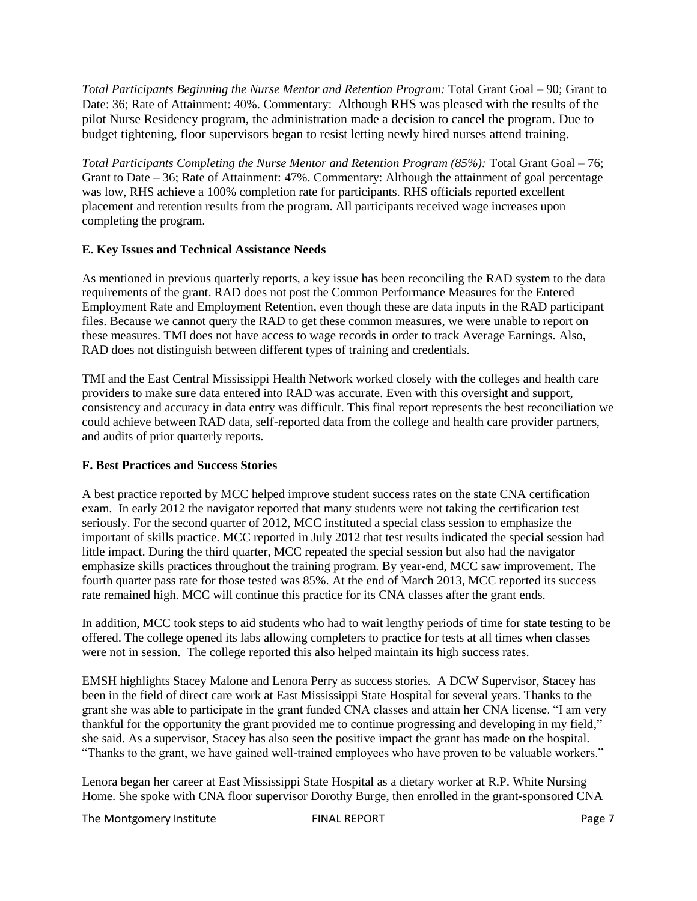*Total Participants Beginning the Nurse Mentor and Retention Program:* Total Grant Goal – 90; Grant to Date: 36; Rate of Attainment: 40%. Commentary: Although RHS was pleased with the results of the pilot Nurse Residency program, the administration made a decision to cancel the program. Due to budget tightening, floor supervisors began to resist letting newly hired nurses attend training.

*Total Participants Completing the Nurse Mentor and Retention Program (85%):* Total Grant Goal – 76; Grant to Date – 36; Rate of Attainment: 47%. Commentary: Although the attainment of goal percentage was low, RHS achieve a 100% completion rate for participants. RHS officials reported excellent placement and retention results from the program. All participants received wage increases upon completing the program.

### E. Key Issues and Technical Assistance Needs

As mentioned in previous quarterly reports, a key issue has been reconciling the RAD system to the data requirements of the grant. RAD does not post the Common Performance Measures for the Entered Employment Rate and Employment Retention, even though these are data inputs in the RAD participant files. Because we cannot query the RAD to get these common measures, we were unable to report on these measures. TMI does not have access to wage records in order to track Average Earnings. Also, RAD does not distinguish between different types of training and credentials.

TMI and the East Central Mississippi Health Network worked closely with the colleges and health care providers to make sure data entered into RAD was accurate. Even with this oversight and support, consistency and accuracy in data entry was difficult. This final report represents the best reconciliation we could achieve between RAD data, self-reported data from the college and health care provider partners, and audits of prior quarterly reports.

### F. Best Practices and Success Stories

A best practice reported by MCC helped improve student success rates on the state CNA certification exam. In early 2012 the navigator reported that many students were not taking the certification test seriously. For the second quarter of 2012, MCC instituted a special class session to emphasize the important of skills practice. MCC reported in July 2012 that test results indicated the special session had little impact. During the third quarter, MCC repeated the special session but also had the navigator emphasize skills practices throughout the training program. By year-end, MCC saw improvement. The fourth quarter pass rate for those tested was 85%. At the end of March 2013, MCC reported its success rate remained high. MCC will continue this practice for its CNA classes after the grant ends.

In addition, MCC took steps to aid students who had to wait lengthy periods of time for state testing to be offered. The college opened its labs allowing completers to practice for tests at all times when classes were not in session. The college reported this also helped maintain its high success rates.

EMSH highlights Stacey Malone and Lenora Perry as success stories. A DCW Supervisor, Stacey has been in the field of direct care work at East Mississippi State Hospital for several years. Thanks to the grant she was able to participate in the grant funded CNA classes and attain her CNA license. "I am very thankful for the opportunity the grant provided me to continue progressing and developing in my field," she said. As a supervisor, Stacey has also seen the positive impact the grant has made on the hospital. "Thanks to the grant, we have gained well-trained employees who have proven to be valuable workers."

Lenora began her career at East Mississippi State Hospital as a dietary worker at R.P. White Nursing Home. She spoke with CNA floor supervisor Dorothy Burge, then enrolled in the grant-sponsored CNA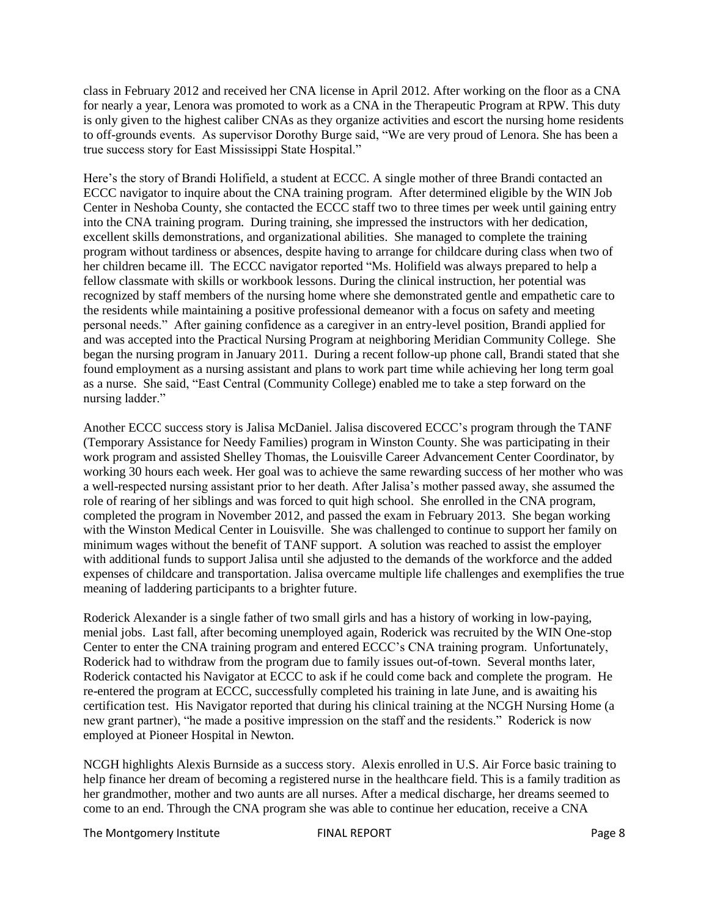class in February 2012 and received her CNA license in April 2012. After working on the floor as a CNA for nearly a year, Lenora was promoted to work as a CNA in the Therapeutic Program at RPW. This duty is only given to the highest caliber CNAs as they organize activities and escort the nursing home residents to off-grounds events. As supervisor Dorothy Burge said, "We are very proud of Lenora. She has been a true success story for East Mississippi State Hospital."

Here's the story of Brandi Holifield, a student at ECCC. A single mother of three Brandi contacted an ECCC navigator to inquire about the CNA training program. After determined eligible by the WIN Job Center in Neshoba County, she contacted the ECCC staff two to three times per week until gaining entry into the CNA training program. During training, she impressed the instructors with her dedication, excellent skills demonstrations, and organizational abilities. She managed to complete the training program without tardiness or absences, despite having to arrange for childcare during class when two of her children became ill. The ECCC navigator reported "Ms. Holifield was always prepared to help a fellow classmate with skills or workbook lessons. During the clinical instruction, her potential was recognized by staff members of the nursing home where she demonstrated gentle and empathetic care to the residents while maintaining a positive professional demeanor with a focus on safety and meeting personal needs." After gaining confidence as a caregiver in an entry-level position, Brandi applied for and was accepted into the Practical Nursing Program at neighboring Meridian Community College. She began the nursing program in January 2011. During a recent follow-up phone call, Brandi stated that she found employment as a nursing assistant and plans to work part time while achieving her long term goal as a nurse. She said, "East Central (Community College) enabled me to take a step forward on the nursing ladder."

Another ECCC success story is Jalisa McDaniel. Jalisa discovered ECCC's program through the TANF (Temporary Assistance for Needy Families) program in Winston County. She was participating in their work program and assisted Shelley Thomas, the Louisville Career Advancement Center Coordinator, by working 30 hours each week. Her goal was to achieve the same rewarding success of her mother who was a well-respected nursing assistant prior to her death. After Jalisa's mother passed away, she assumed the role of rearing of her siblings and was forced to quit high school. She enrolled in the CNA program, completed the program in November 2012, and passed the exam in February 2013. She began working with the Winston Medical Center in Louisville. She was challenged to continue to support her family on minimum wages without the benefit of TANF support. A solution was reached to assist the employer with additional funds to support Jalisa until she adjusted to the demands of the workforce and the added expenses of childcare and transportation. Jalisa overcame multiple life challenges and exemplifies the true meaning of laddering participants to a brighter future.

Roderick Alexander is a single father of two small girls and has a history of working in low-paying, menial jobs. Last fall, after becoming unemployed again, Roderick was recruited by the WIN One-stop Center to enter the CNA training program and entered ECCC's CNA training program. Unfortunately, Roderick had to withdraw from the program due to family issues out-of-town. Several months later, Roderick contacted his Navigator at ECCC to ask if he could come back and complete the program. He re-entered the program at ECCC, successfully completed his training in late June, and is awaiting his certification test. His Navigator reported that during his clinical training at the NCGH Nursing Home (a new grant partner), "he made a positive impression on the staff and the residents." Roderick is now employed at Pioneer Hospital in Newton.

NCGH highlights Alexis Burnside as a success story. Alexis enrolled in U.S. Air Force basic training to help finance her dream of becoming a registered nurse in the healthcare field. This is a family tradition as her grandmother, mother and two aunts are all nurses. After a medical discharge, her dreams seemed to come to an end. Through the CNA program she was able to continue her education, receive a CNA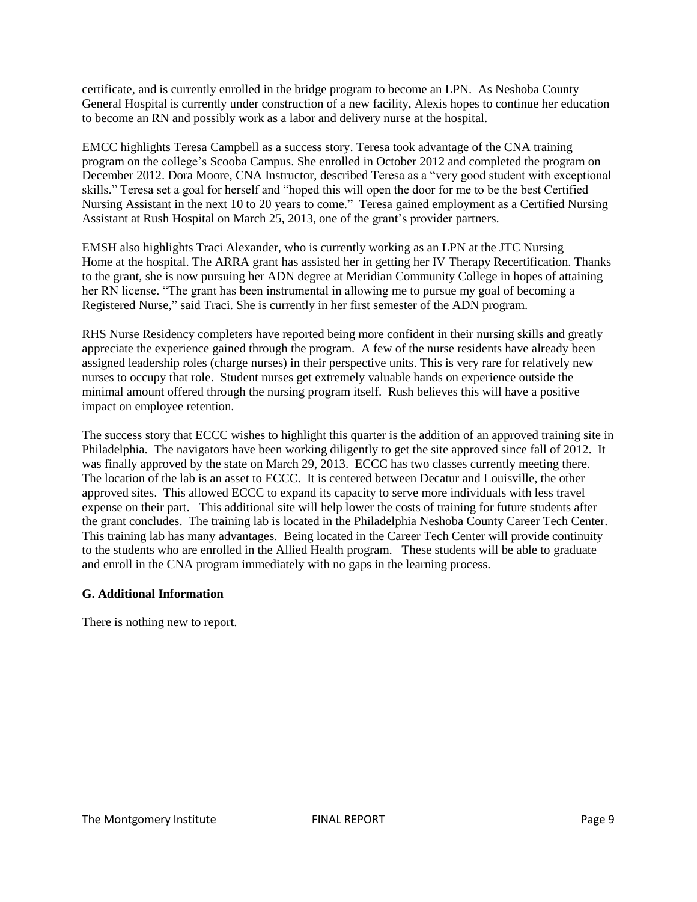certificate, and is currently enrolled in the bridge program to become an LPN. As Neshoba County General Hospital is currently under construction of a new facility, Alexis hopes to continue her education to become an RN and possibly work as a labor and delivery nurse at the hospital.

EMCC highlights Teresa Campbell as a success story. Teresa took advantage of the CNA training program on the college's Scooba Campus. She enrolled in October 2012 and completed the program on December 2012. Dora Moore, CNA Instructor, described Teresa as a "very good student with exceptional skills." Teresa set a goal for herself and "hoped this will open the door for me to be the best Certified Nursing Assistant in the next 10 to 20 years to come." Teresa gained employment as a Certified Nursing Assistant at Rush Hospital on March 25, 2013, one of the grant's provider partners.

EMSH also highlights Traci Alexander, who is currently working as an LPN at the JTC Nursing Home at the hospital. The ARRA grant has assisted her in getting her IV Therapy Recertification. Thanks to the grant, she is now pursuing her ADN degree at Meridian Community College in hopes of attaining her RN license. "The grant has been instrumental in allowing me to pursue my goal of becoming a Registered Nurse," said Traci. She is currently in her first semester of the ADN program.

RHS Nurse Residency completers have reported being more confident in their nursing skills and greatly appreciate the experience gained through the program. A few of the nurse residents have already been assigned leadership roles (charge nurses) in their perspective units. This is very rare for relatively new nurses to occupy that role. Student nurses get extremely valuable hands on experience outside the minimal amount offered through the nursing program itself. Rush believes this will have a positive impact on employee retention.

The success story that ECCC wishes to highlight this quarter is the addition of an approved training site in Philadelphia. The navigators have been working diligently to get the site approved since fall of 2012. It was finally approved by the state on March 29, 2013. ECCC has two classes currently meeting there. The location of the lab is an asset to ECCC. It is centered between Decatur and Louisville, the other approved sites. This allowed ECCC to expand its capacity to serve more individuals with less travel expense on their part. This additional site will help lower the costs of training for future students after the grant concludes. The training lab is located in the Philadelphia Neshoba County Career Tech Center. This training lab has many advantages. Being located in the Career Tech Center will provide continuity to the students who are enrolled in the Allied Health program. These students will be able to graduate and enroll in the CNA program immediately with no gaps in the learning process.

### G. Additional Information

There is nothing new to report.